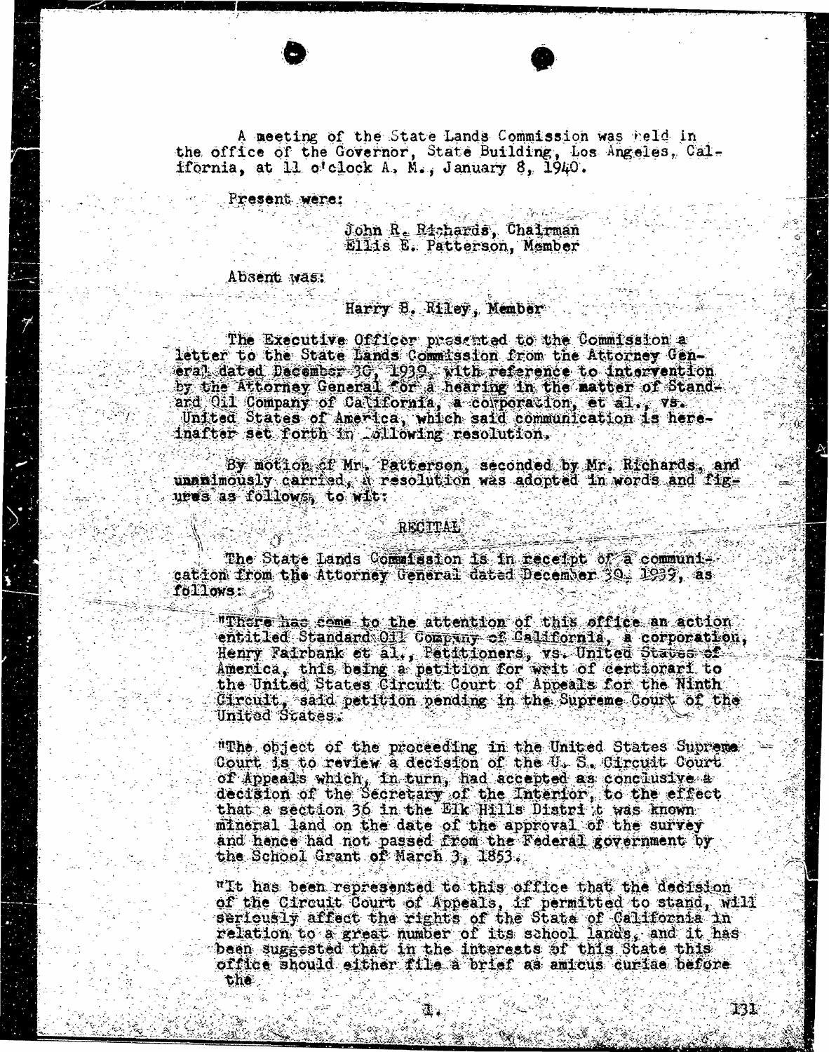A meeting of the State Lands Commission was held in the office of the Governor, State Building, Los Angeles, California, at 11 o'clock A. M., January 8, 1940.

Present were:

John R. Richards, Chairman
Ellis E. Patterson, Member

Absent was:

Harry B. Riley, Member

The Executive Officer presented to the Commission a letter to the State Lands Commission from the Attorney General dated December 30, 1939, with reference to intervention by the Attorney General for a hearing in the matter of Standard Oil Company of California, a corporation, et al., vs. United States of America, which said communication is hereinafter set forth in following resolution.

By motion of Mr. Patterson, seconded by Mr. Richards, and unanimously carried, a resolution was adopted in words and figures as follows, to wit:

RECITAL

The State Lands Commission is in receipt of a communication from the Attorney General dated December 30, 1939, as follows:

"There has come to the attention of this office an action entitled Standard Oil Company of California, a corporation, Henry Fairbank et al., Petitioners, vs. United States of America, this being a petition for writ of certiorari to the United States Circuit Court of Appeals for the Ninth Circuit, said petition pending in the Supreme Court of the United States.

"The object of the proceeding in the United States Supreme Court is to review a decision of the U. S. Circuit Court of Appeals which, in turn, had accepted as conclusive a decision of the Secretary of the Interior, to the effect that a section 36 in the Elk Hills District was known mineral land on the date of the approval of the survey and hence had not passed from the Federal government by the School Grant of March 3, 1853.

"It has been represented to this office that the decision of the Circuit Court of Appeals, if permitted to stand, will seriously affect the rights of the State of California in relation to a great number of its school lands, and it has been suggested that in the interests of this State this office should either file a brief as amicus curiae before the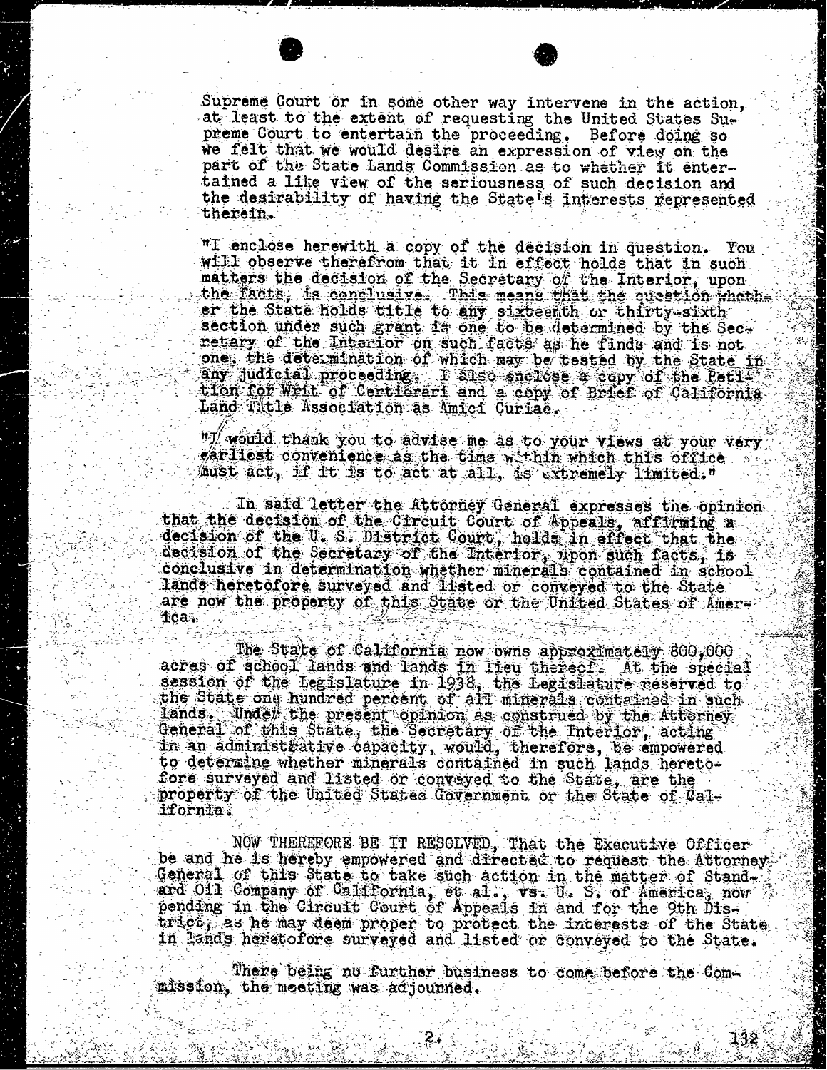Supreme Court or in some other way intervene in the action, at least to the extent of requesting the United States Supreme Court to entertain the proceeding. Before doing so we felt that we would desire an expression of view on the part of the State Lands Commission as to whether it entertained a like view of the seriousness of such decision and the desirability of having the State's interests represented therein.

"I enclose herewith a copy of the decision in question. You will observe therefrom that it in effect holds that in such matters the decision of the Secretary of the Interior, upon the facts, is conclusive. This means that the question whether the State holds title to any sixteenth or thirty-sixth section under such grant is one to be determined by the Secretary of the Interior on such facts as he finds and is not one, the determination of which may be tested by the State in any judicial proceeding. I also enclose a copy of the Petition for Writ of Certiorari and a copy of Brief of California Land Title Association as Amici Curiae.

"I would thank you to advise me as to your views at your very earliest convenience as the time within which this office must act, if it is to act at all, is extremely limited."

In said letter the Attorney General expresses the opinion that the decision of the Circuit Court of Appeals, affirming a decision of the U. S. District Court, holds in effect that the decision of the Secretary of the Interior, upon such facts, is conclusive in determination whether minerals contained in school lands heretofore surveyed and listed or conveyed to the State are now the property of this State or the United States of America.

The State of California now owns approximately 800,000 acres of school lands and lands in lieu thereof. At the special session of the Legislature in 1938, the Legislature reserved to the State one hundred percent of all minerals contained in such lands. Under the present opinion as construed by the Attorney General of this State, the Secretary of the Interior, acting in an administrative capacity, would, therefore, be empowered to determine whether minerals contained in such lands heretofore surveyed and listed or conveyed to the State, are the property of the United States Government or the State of California.

NOW THEREFORE BE IT RESOLVED, That the Executive Officer be and he is hereby empowered and directed to request the Attorney General of this State to take such action in the matter of Standard Oil Company of California, et al., vs. U. S. of America, now pending in the Circuit Court of Appeals in and for the 9th District, as he may deem proper to protect the interests of the State in lands heretofore surveyed and listed or conveyed to the State.

There being no further business to come before the Commission, the meeting was adjourned.